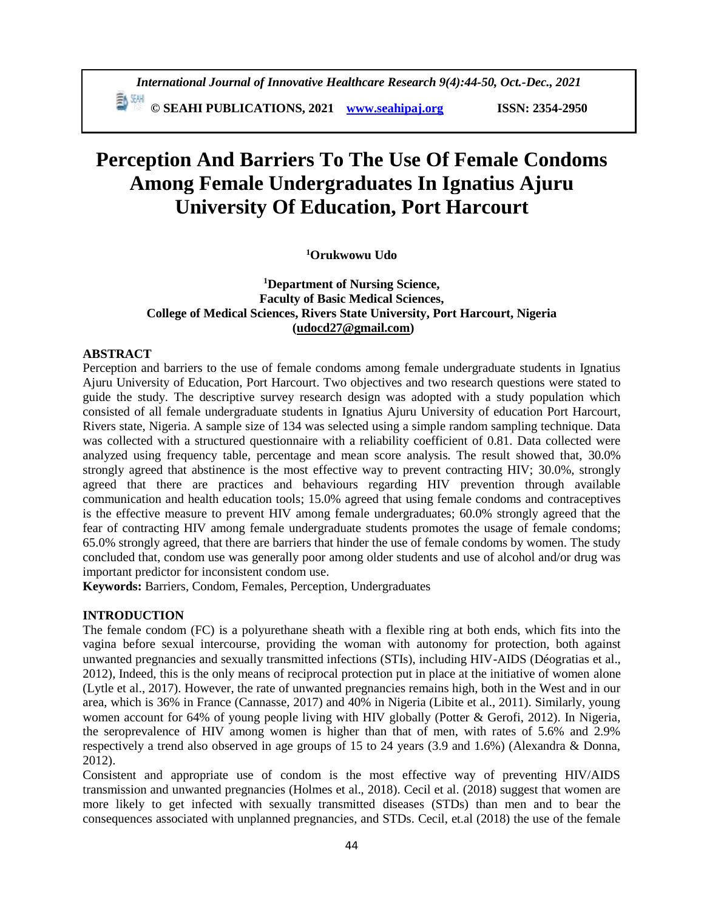# Perception And Barriers To The Use Of Female Condoms Among Female Undergraduates In Ignatius Ajuru University Of Education, Port Harcourt

**[1]Orukwowu Udo**

**[1]Department of Nursing Science,**
**Faculty of Basic Medical Sciences,**
**College of Medical Sciences, Rivers State University, Port Harcourt, Nigeria**
**(udocd27@gmail.com)**

## ABSTRACT

Perception and barriers to the use of female condoms among female undergraduate students in Ignatius Ajuru University of Education, Port Harcourt. Two objectives and two research questions were stated to guide the study. The descriptive survey research design was adopted with a study population which consisted of all female undergraduate students in Ignatius Ajuru University of education Port Harcourt, Rivers state, Nigeria. A sample size of 134 was selected using a simple random sampling technique. Data was collected with a structured questionnaire with a reliability coefficient of 0.81. Data collected were analyzed using frequency table, percentage and mean score analysis. The result showed that, 30.0% strongly agreed that abstinence is the most effective way to prevent contracting HIV; 30.0%, strongly agreed that there are practices and behaviours regarding HIV prevention through available communication and health education tools; 15.0% agreed that using female condoms and contraceptives is the effective measure to prevent HIV among female undergraduates; 60.0% strongly agreed that the fear of contracting HIV among female undergraduate students promotes the usage of female condoms; 65.0% strongly agreed, that there are barriers that hinder the use of female condoms by women. The study concluded that, condom use was generally poor among older students and use of alcohol and/or drug was important predictor for inconsistent condom use.

**Keywords:** Barriers, Condom, Females, Perception, Undergraduates

## INTRODUCTION

The female condom (FC) is a polyurethane sheath with a flexible ring at both ends, which fits into the vagina before sexual intercourse, providing the woman with autonomy for protection, both against unwanted pregnancies and sexually transmitted infections (STIs), including HIV-AIDS (Déogratias et al., 2012), Indeed, this is the only means of reciprocal protection put in place at the initiative of women alone (Lytle et al., 2017). However, the rate of unwanted pregnancies remains high, both in the West and in our area, which is 36% in France (Cannasse, 2017) and 40% in Nigeria (Libite et al., 2011). Similarly, young women account for 64% of young people living with HIV globally (Potter & Gerofi, 2012). In Nigeria, the seroprevalence of HIV among women is higher than that of men, with rates of 5.6% and 2.9% respectively a trend also observed in age groups of 15 to 24 years (3.9 and 1.6%) (Alexandra & Donna, 2012).

Consistent and appropriate use of condom is the most effective way of preventing HIV/AIDS transmission and unwanted pregnancies (Holmes et al., 2018). Cecil et al. (2018) suggest that women are more likely to get infected with sexually transmitted diseases (STDs) than men and to bear the consequences associated with unplanned pregnancies, and STDs. Cecil, et.al (2018) the use of the female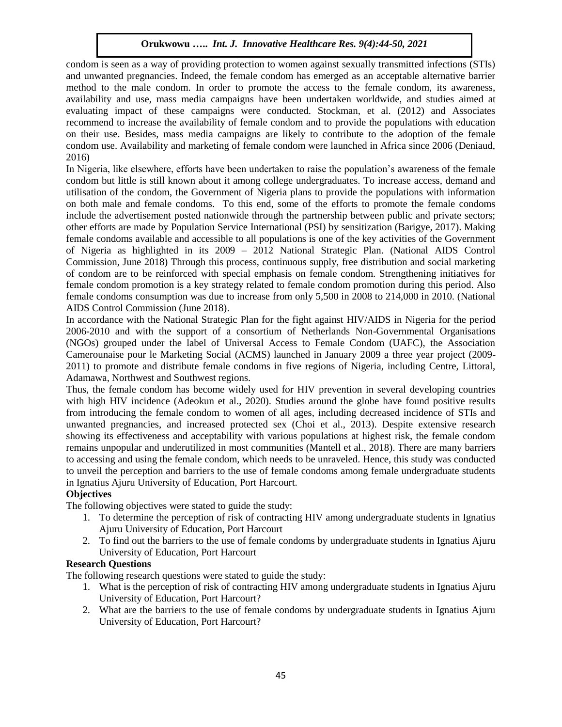condom is seen as a way of providing protection to women against sexually transmitted infections (STIs) and unwanted pregnancies. Indeed, the female condom has emerged as an acceptable alternative barrier method to the male condom. In order to promote the access to the female condom, its awareness, availability and use, mass media campaigns have been undertaken worldwide, and studies aimed at evaluating impact of these campaigns were conducted. Stockman, et al. (2012) and Associates recommend to increase the availability of female condom and to provide the populations with education on their use. Besides, mass media campaigns are likely to contribute to the adoption of the female condom use. Availability and marketing of female condom were launched in Africa since 2006 (Deniaud, 2016)

In Nigeria, like elsewhere, efforts have been undertaken to raise the population's awareness of the female condom but little is still known about it among college undergraduates. To increase access, demand and utilisation of the condom, the Government of Nigeria plans to provide the populations with information on both male and female condoms. To this end, some of the efforts to promote the female condoms include the advertisement posted nationwide through the partnership between public and private sectors; other efforts are made by Population Service International (PSI) by sensitization (Barigye, 2017). Making female condoms available and accessible to all populations is one of the key activities of the Government of Nigeria as highlighted in its 2009 – 2012 National Strategic Plan. (National AIDS Control Commission, June 2018) Through this process, continuous supply, free distribution and social marketing of condom are to be reinforced with special emphasis on female condom. Strengthening initiatives for female condom promotion is a key strategy related to female condom promotion during this period. Also female condoms consumption was due to increase from only 5,500 in 2008 to 214,000 in 2010. (National AIDS Control Commission (June 2018).

In accordance with the National Strategic Plan for the fight against HIV/AIDS in Nigeria for the period 2006-2010 and with the support of a consortium of Netherlands Non-Governmental Organisations (NGOs) grouped under the label of Universal Access to Female Condom (UAFC), the Association Camerounaise pour le Marketing Social (ACMS) launched in January 2009 a three year project (2009-2011) to promote and distribute female condoms in five regions of Nigeria, including Centre, Littoral, Adamawa, Northwest and Southwest regions.

Thus, the female condom has become widely used for HIV prevention in several developing countries with high HIV incidence (Adeokun et al., 2020). Studies around the globe have found positive results from introducing the female condom to women of all ages, including decreased incidence of STIs and unwanted pregnancies, and increased protected sex (Choi et al., 2013). Despite extensive research showing its effectiveness and acceptability with various populations at highest risk, the female condom remains unpopular and underutilized in most communities (Mantell et al., 2018). There are many barriers to accessing and using the female condom, which needs to be unraveled. Hence, this study was conducted to unveil the perception and barriers to the use of female condoms among female undergraduate students in Ignatius Ajuru University of Education, Port Harcourt.

**Objectives**

The following objectives were stated to guide the study:

1. To determine the perception of risk of contracting HIV among undergraduate students in Ignatius Ajuru University of Education, Port Harcourt
2. To find out the barriers to the use of female condoms by undergraduate students in Ignatius Ajuru University of Education, Port Harcourt

**Research Questions**

The following research questions were stated to guide the study:

1. What is the perception of risk of contracting HIV among undergraduate students in Ignatius Ajuru University of Education, Port Harcourt?
2. What are the barriers to the use of female condoms by undergraduate students in Ignatius Ajuru University of Education, Port Harcourt?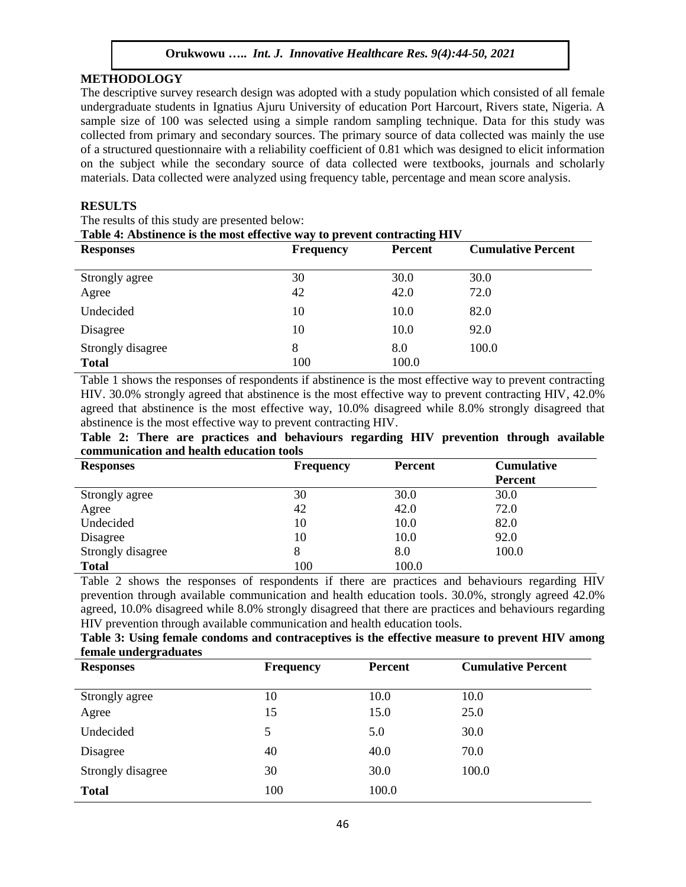## METHODOLOGY

The descriptive survey research design was adopted with a study population which consisted of all female undergraduate students in Ignatius Ajuru University of education Port Harcourt, Rivers state, Nigeria. A sample size of 100 was selected using a simple random sampling technique. Data for this study was collected from primary and secondary sources. The primary source of data collected was mainly the use of a structured questionnaire with a reliability coefficient of 0.81 which was designed to elicit information on the subject while the secondary source of data collected were textbooks, journals and scholarly materials. Data collected were analyzed using frequency table, percentage and mean score analysis.

## RESULTS

The results of this study are presented below:

**Table 4: Abstinence is the most effective way to prevent contracting HIV**

| Responses | Frequency | Percent | Cumulative Percent |
|---|---|---|---|
| Strongly agree | 30 | 30.0 | 30.0 |
| Agree | 42 | 42.0 | 72.0 |
| Undecided | 10 | 10.0 | 82.0 |
| Disagree | 10 | 10.0 | 92.0 |
| Strongly disagree | 8 | 8.0 | 100.0 |
| **Total** | 100 | 100.0 | |

Table 1 shows the responses of respondents if abstinence is the most effective way to prevent contracting HIV. 30.0% strongly agreed that abstinence is the most effective way to prevent contracting HIV, 42.0% agreed that abstinence is the most effective way, 10.0% disagreed while 8.0% strongly disagreed that abstinence is the most effective way to prevent contracting HIV.

**Table 2: There are practices and behaviours regarding HIV prevention through available communication and health education tools**

| Responses | Frequency | Percent | Cumulative Percent |
|---|---|---|---|
| Strongly agree | 30 | 30.0 | 30.0 |
| Agree | 42 | 42.0 | 72.0 |
| Undecided | 10 | 10.0 | 82.0 |
| Disagree | 10 | 10.0 | 92.0 |
| Strongly disagree | 8 | 8.0 | 100.0 |
| **Total** | 100 | 100.0 | |

Table 2 shows the responses of respondents if there are practices and behaviours regarding HIV prevention through available communication and health education tools. 30.0%, strongly agreed 42.0% agreed, 10.0% disagreed while 8.0% strongly disagreed that there are practices and behaviours regarding HIV prevention through available communication and health education tools.

**Table 3: Using female condoms and contraceptives is the effective measure to prevent HIV among female undergraduates**

| Responses | Frequency | Percent | Cumulative Percent |
|---|---|---|---|
| Strongly agree | 10 | 10.0 | 10.0 |
| Agree | 15 | 15.0 | 25.0 |
| Undecided | 5 | 5.0 | 30.0 |
| Disagree | 40 | 40.0 | 70.0 |
| Strongly disagree | 30 | 30.0 | 100.0 |
| **Total** | 100 | 100.0 | |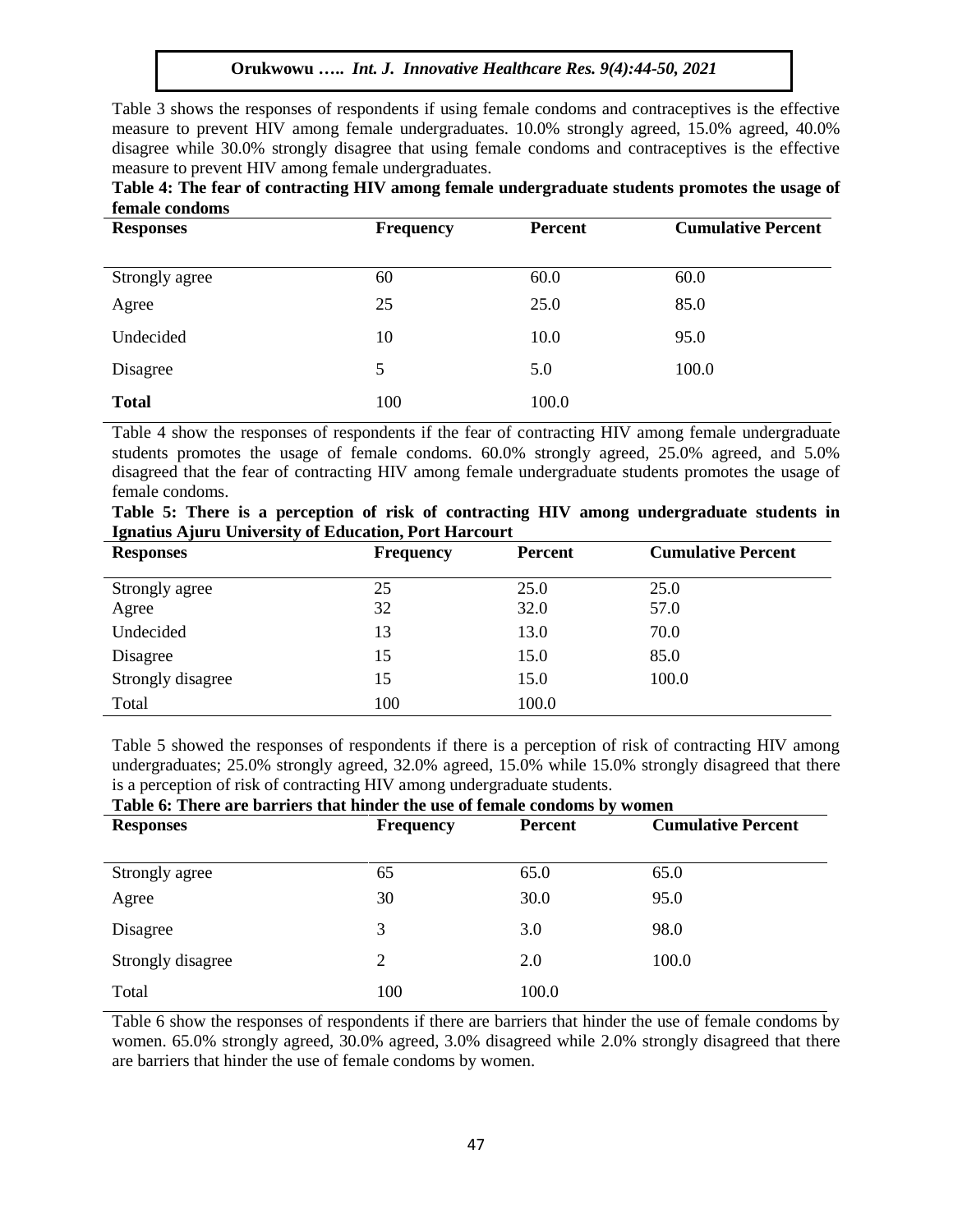Table 3 shows the responses of respondents if using female condoms and contraceptives is the effective measure to prevent HIV among female undergraduates. 10.0% strongly agreed, 15.0% agreed, 40.0% disagree while 30.0% strongly disagree that using female condoms and contraceptives is the effective measure to prevent HIV among female undergraduates.

**Table 4: The fear of contracting HIV among female undergraduate students promotes the usage of female condoms**

| Responses | Frequency | Percent | Cumulative Percent |
|---|---|---|---|
| Strongly agree | 60 | 60.0 | 60.0 |
| Agree | 25 | 25.0 | 85.0 |
| Undecided | 10 | 10.0 | 95.0 |
| Disagree | 5 | 5.0 | 100.0 |
| **Total** | 100 | 100.0 | |

Table 4 show the responses of respondents if the fear of contracting HIV among female undergraduate students promotes the usage of female condoms. 60.0% strongly agreed, 25.0% agreed, and 5.0% disagreed that the fear of contracting HIV among female undergraduate students promotes the usage of female condoms.

**Table 5: There is a perception of risk of contracting HIV among undergraduate students in Ignatius Ajuru University of Education, Port Harcourt**

| Responses | Frequency | Percent | Cumulative Percent |
|---|---|---|---|
| Strongly agree | 25 | 25.0 | 25.0 |
| Agree | 32 | 32.0 | 57.0 |
| Undecided | 13 | 13.0 | 70.0 |
| Disagree | 15 | 15.0 | 85.0 |
| Strongly disagree | 15 | 15.0 | 100.0 |
| Total | 100 | 100.0 | |

Table 5 showed the responses of respondents if there is a perception of risk of contracting HIV among undergraduates; 25.0% strongly agreed, 32.0% agreed, 15.0% while 15.0% strongly disagreed that there is a perception of risk of contracting HIV among undergraduate students.

**Table 6: There are barriers that hinder the use of female condoms by women**

| Responses | Frequency | Percent | Cumulative Percent |
|---|---|---|---|
| Strongly agree | 65 | 65.0 | 65.0 |
| Agree | 30 | 30.0 | 95.0 |
| Disagree | 3 | 3.0 | 98.0 |
| Strongly disagree | 2 | 2.0 | 100.0 |
| Total | 100 | 100.0 | |

Table 6 show the responses of respondents if there are barriers that hinder the use of female condoms by women. 65.0% strongly agreed, 30.0% agreed, 3.0% disagreed while 2.0% strongly disagreed that there are barriers that hinder the use of female condoms by women.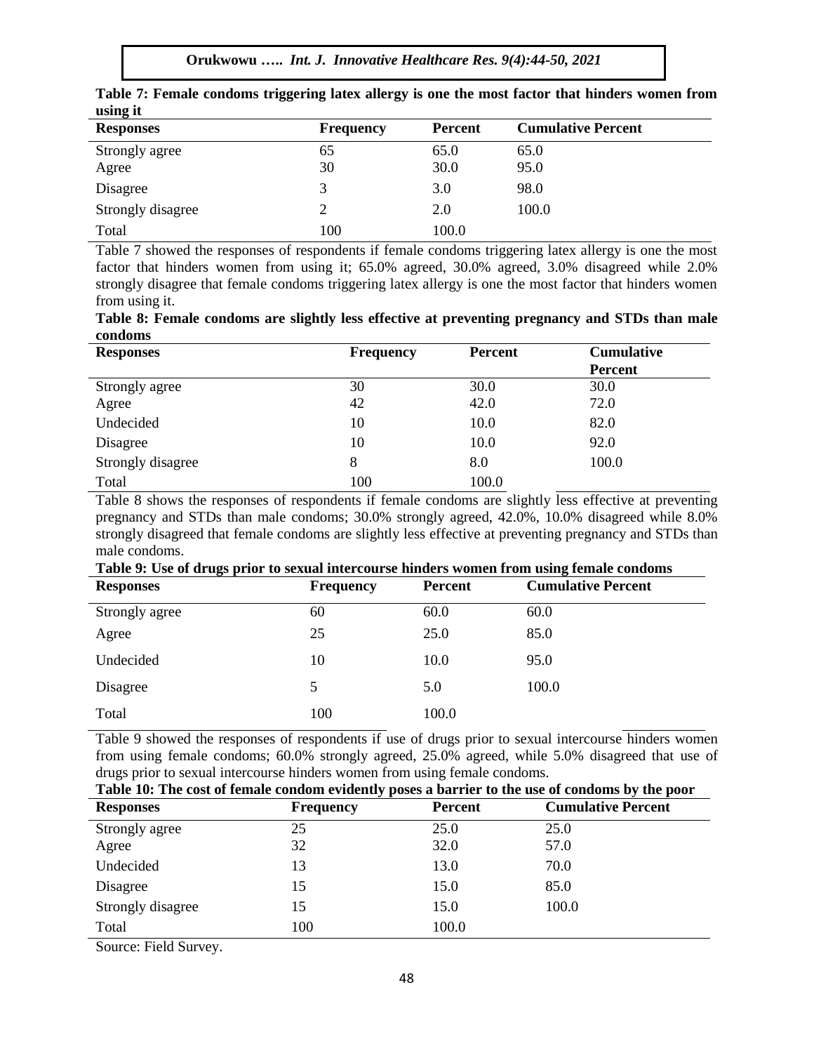**Table 7: Female condoms triggering latex allergy is one the most factor that hinders women from using it**

| Responses | Frequency | Percent | Cumulative Percent |
|---|---|---|---|
| Strongly agree | 65 | 65.0 | 65.0 |
| Agree | 30 | 30.0 | 95.0 |
| Disagree | 3 | 3.0 | 98.0 |
| Strongly disagree | 2 | 2.0 | 100.0 |
| Total | 100 | 100.0 | |

Table 7 showed the responses of respondents if female condoms triggering latex allergy is one the most factor that hinders women from using it; 65.0% agreed, 30.0% agreed, 3.0% disagreed while 2.0% strongly disagree that female condoms triggering latex allergy is one the most factor that hinders women from using it.

**Table 8: Female condoms are slightly less effective at preventing pregnancy and STDs than male condoms**

| Responses | Frequency | Percent | Cumulative Percent |
|---|---|---|---|
| Strongly agree | 30 | 30.0 | 30.0 |
| Agree | 42 | 42.0 | 72.0 |
| Undecided | 10 | 10.0 | 82.0 |
| Disagree | 10 | 10.0 | 92.0 |
| Strongly disagree | 8 | 8.0 | 100.0 |
| Total | 100 | 100.0 | |

Table 8 shows the responses of respondents if female condoms are slightly less effective at preventing pregnancy and STDs than male condoms; 30.0% strongly agreed, 42.0%, 10.0% disagreed while 8.0% strongly disagreed that female condoms are slightly less effective at preventing pregnancy and STDs than male condoms.

**Table 9: Use of drugs prior to sexual intercourse hinders women from using female condoms**

| Responses | Frequency | Percent | Cumulative Percent |
|---|---|---|---|
| Strongly agree | 60 | 60.0 | 60.0 |
| Agree | 25 | 25.0 | 85.0 |
| Undecided | 10 | 10.0 | 95.0 |
| Disagree | 5 | 5.0 | 100.0 |
| Total | 100 | 100.0 | |

Table 9 showed the responses of respondents if use of drugs prior to sexual intercourse hinders women from using female condoms; 60.0% strongly agreed, 25.0% agreed, while 5.0% disagreed that use of drugs prior to sexual intercourse hinders women from using female condoms.

**Table 10: The cost of female condom evidently poses a barrier to the use of condoms by the poor**

| Responses | Frequency | Percent | Cumulative Percent |
|---|---|---|---|
| Strongly agree | 25 | 25.0 | 25.0 |
| Agree | 32 | 32.0 | 57.0 |
| Undecided | 13 | 13.0 | 70.0 |
| Disagree | 15 | 15.0 | 85.0 |
| Strongly disagree | 15 | 15.0 | 100.0 |
| Total | 100 | 100.0 | |

Source: Field Survey.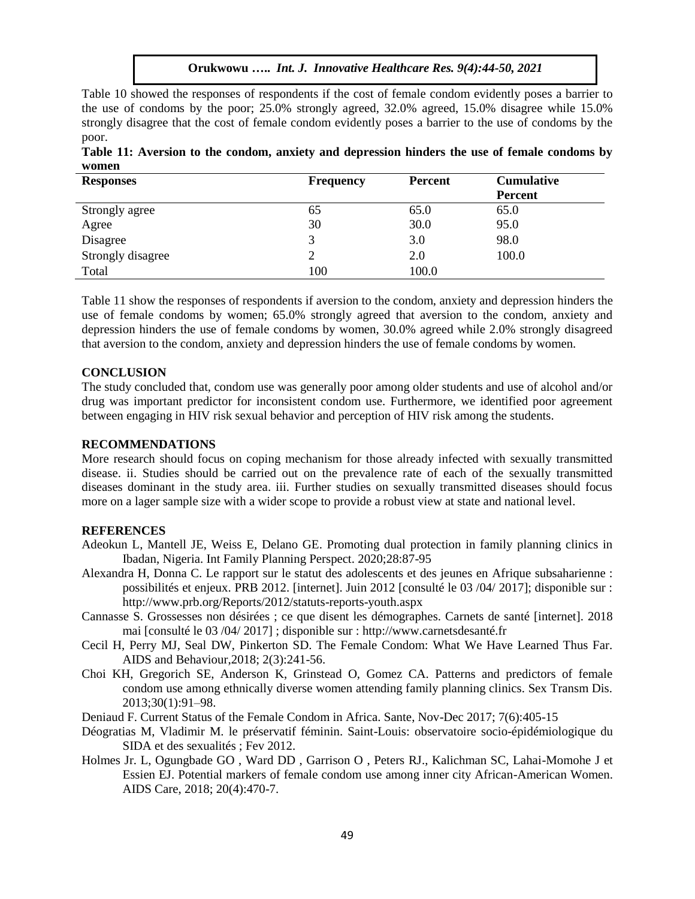Table 10 showed the responses of respondents if the cost of female condom evidently poses a barrier to the use of condoms by the poor; 25.0% strongly agreed, 32.0% agreed, 15.0% disagree while 15.0% strongly disagree that the cost of female condom evidently poses a barrier to the use of condoms by the poor.

**Table 11: Aversion to the condom, anxiety and depression hinders the use of female condoms by women**

| Responses | Frequency | Percent | Cumulative Percent |
|---|---|---|---|
| Strongly agree | 65 | 65.0 | 65.0 |
| Agree | 30 | 30.0 | 95.0 |
| Disagree | 3 | 3.0 | 98.0 |
| Strongly disagree | 2 | 2.0 | 100.0 |
| Total | 100 | 100.0 | |

Table 11 show the responses of respondents if aversion to the condom, anxiety and depression hinders the use of female condoms by women; 65.0% strongly agreed that aversion to the condom, anxiety and depression hinders the use of female condoms by women, 30.0% agreed while 2.0% strongly disagreed that aversion to the condom, anxiety and depression hinders the use of female condoms by women.

## CONCLUSION

The study concluded that, condom use was generally poor among older students and use of alcohol and/or drug was important predictor for inconsistent condom use. Furthermore, we identified poor agreement between engaging in HIV risk sexual behavior and perception of HIV risk among the students.

## RECOMMENDATIONS

More research should focus on coping mechanism for those already infected with sexually transmitted disease. ii. Studies should be carried out on the prevalence rate of each of the sexually transmitted diseases dominant in the study area. iii. Further studies on sexually transmitted diseases should focus more on a lager sample size with a wider scope to provide a robust view at state and national level.

## REFERENCES

Adeokun L, Mantell JE, Weiss E, Delano GE. Promoting dual protection in family planning clinics in Ibadan, Nigeria. Int Family Planning Perspect. 2020;28:87-95

Alexandra H, Donna C. Le rapport sur le statut des adolescents et des jeunes en Afrique subsaharienne : possibilités et enjeux. PRB 2012. [internet]. Juin 2012 [consulté le 03 /04/ 2017]; disponible sur : http://www.prb.org/Reports/2012/statuts-reports-youth.aspx

Cannasse S. Grossesses non désirées ; ce que disent les démographes. Carnets de santé [internet]. 2018 mai [consulté le 03 /04/ 2017] ; disponible sur : http://www.carnetsdesanté.fr

Cecil H, Perry MJ, Seal DW, Pinkerton SD. The Female Condom: What We Have Learned Thus Far. AIDS and Behaviour,2018; 2(3):241-56.

Choi KH, Gregorich SE, Anderson K, Grinstead O, Gomez CA. Patterns and predictors of female condom use among ethnically diverse women attending family planning clinics. Sex Transm Dis. 2013;30(1):91–98.

Deniaud F. Current Status of the Female Condom in Africa. Sante, Nov-Dec 2017; 7(6):405-15

Déogratias M, Vladimir M. le préservatif féminin. Saint-Louis: observatoire socio-épidémiologique du SIDA et des sexualités ; Fev 2012.

Holmes Jr. L, Ogungbade GO , Ward DD , Garrison O , Peters RJ., Kalichman SC, Lahai-Momohe J et Essien EJ. Potential markers of female condom use among inner city African-American Women. AIDS Care, 2018; 20(4):470-7.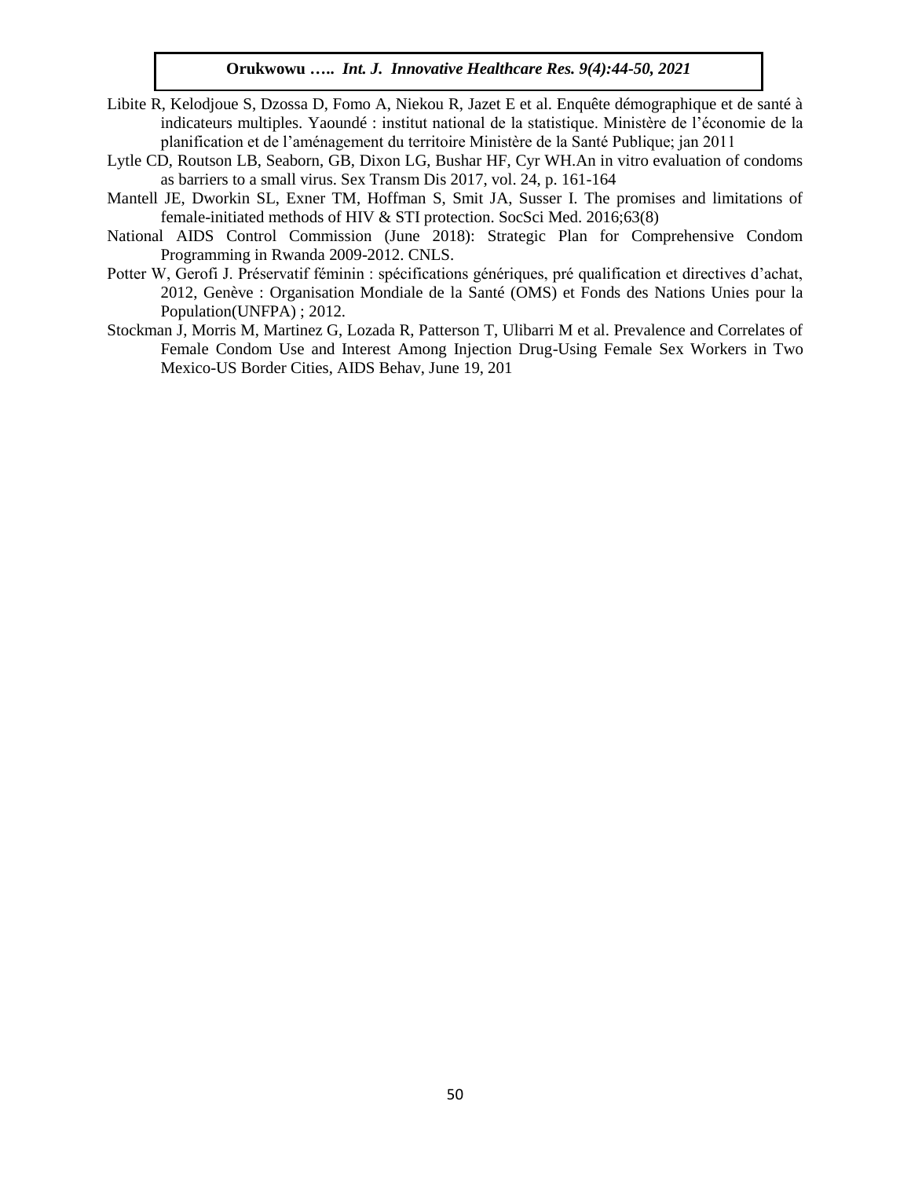Libite R, Kelodjoue S, Dzossa D, Fomo A, Niekou R, Jazet E et al. Enquête démographique et de santé à indicateurs multiples. Yaoundé : institut national de la statistique. Ministère de l'économie de la planification et de l'aménagement du territoire Ministère de la Santé Publique; jan 2011

Lytle CD, Routson LB, Seaborn, GB, Dixon LG, Bushar HF, Cyr WH.An in vitro evaluation of condoms as barriers to a small virus. Sex Transm Dis 2017, vol. 24, p. 161-164

Mantell JE, Dworkin SL, Exner TM, Hoffman S, Smit JA, Susser I. The promises and limitations of female-initiated methods of HIV & STI protection. SocSci Med. 2016;63(8)

National AIDS Control Commission (June 2018): Strategic Plan for Comprehensive Condom Programming in Rwanda 2009-2012. CNLS.

Potter W, Gerofi J. Préservatif féminin : spécifications génériques, pré qualification et directives d'achat, 2012, Genève : Organisation Mondiale de la Santé (OMS) et Fonds des Nations Unies pour la Population(UNFPA) ; 2012.

Stockman J, Morris M, Martinez G, Lozada R, Patterson T, Ulibarri M et al. Prevalence and Correlates of Female Condom Use and Interest Among Injection Drug-Using Female Sex Workers in Two Mexico-US Border Cities, AIDS Behav, June 19, 201